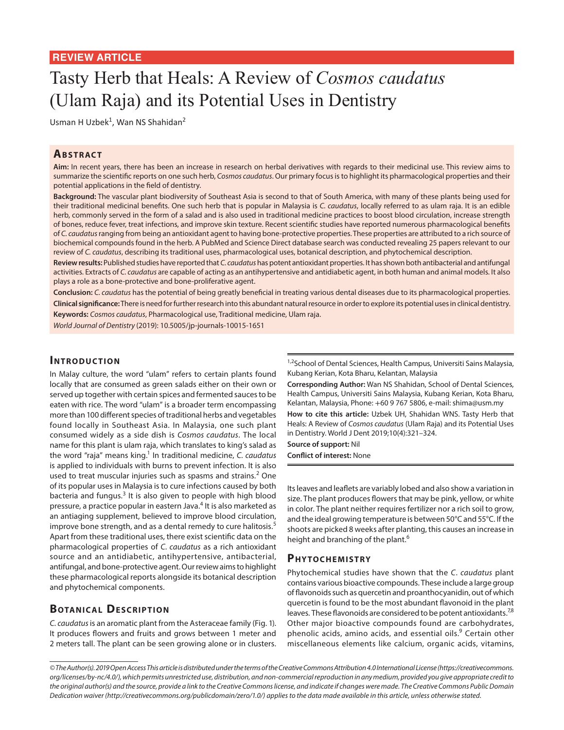**REVIEW ARTICLE**

# Tasty Herb that Heals: A Review of *Cosmos caudatus* (Ulam Raja) and its Potential Uses in Dentistry

Usman H Uzbek[1], Wan NS Shahidan[2]

## Abstract

**Aim:** In recent years, there has been an increase in research on herbal derivatives with regards to their medicinal use. This review aims to summarize the scientific reports on one such herb, *Cosmos caudatus*. Our primary focus is to highlight its pharmacological properties and their potential applications in the field of dentistry.

**Background:** The vascular plant biodiversity of Southeast Asia is second to that of South America, with many of these plants being used for their traditional medicinal benefits. One such herb that is popular in Malaysia is *C. caudatus*, locally referred to as ulam raja. It is an edible herb, commonly served in the form of a salad and is also used in traditional medicine practices to boost blood circulation, increase strength of bones, reduce fever, treat infections, and improve skin texture. Recent scientific studies have reported numerous pharmacological benefits of *C. caudatus* ranging from being an antioxidant agent to having bone-protective properties. These properties are attributed to a rich source of biochemical compounds found in the herb. A PubMed and Science Direct database search was conducted revealing 25 papers relevant to our review of *C. caudatus*, describing its traditional uses, pharmacological uses, botanical description, and phytochemical description.

**Review results:** Published studies have reported that *C. caudatus* has potent antioxidant properties. It has shown both antibacterial and antifungal activities. Extracts of *C. caudatus* are capable of acting as an antihypertensive and antidiabetic agent, in both human and animal models. It also plays a role as a bone-protective and bone-proliferative agent.

**Conclusion:** *C. caudatus* has the potential of being greatly beneficial in treating various dental diseases due to its pharmacological properties.

**Clinical significance:** There is need for further research into this abundant natural resource in order to explore its potential uses in clinical dentistry.

**Keywords:** *Cosmos caudatus*, Pharmacological use, Traditional medicine, Ulam raja.

*World Journal of Dentistry* (2019): 10.5005/jp-journals-10015-1651

[1,2]School of Dental Sciences, Health Campus, Universiti Sains Malaysia, Kubang Kerian, Kota Bharu, Kelantan, Malaysia

**Corresponding Author:** Wan NS Shahidan, School of Dental Sciences, Health Campus, Universiti Sains Malaysia, Kubang Kerian, Kota Bharu, Kelantan, Malaysia, Phone: +60 9 767 5806, e-mail: shima@usm.my

**How to cite this article:** Uzbek UH, Shahidan WNS. Tasty Herb that Heals: A Review of *Cosmos caudatus* (Ulam Raja) and its Potential Uses in Dentistry. World J Dent 2019;10(4):321–324.

**Source of support:** Nil

**Conflict of interest:** None

## Introduction

In Malay culture, the word "ulam" refers to certain plants found locally that are consumed as green salads either on their own or served up together with certain spices and fermented sauces to be eaten with rice. The word "ulam" is a broader term encompassing more than 100 different species of traditional herbs and vegetables found locally in Southeast Asia. In Malaysia, one such plant consumed widely as a side dish is *Cosmos caudatus*. The local name for this plant is ulam raja, which translates to king's salad as the word "raja" means king.[1] In traditional medicine, *C. caudatus* is applied to individuals with burns to prevent infection. It is also used to treat muscular injuries such as spasms and strains.[2] One of its popular uses in Malaysia is to cure infections caused by both bacteria and fungus.[3] It is also given to people with high blood pressure, a practice popular in eastern Java.[4] It is also marketed as an antiaging supplement, believed to improve blood circulation, improve bone strength, and as a dental remedy to cure halitosis.[5] Apart from these traditional uses, there exist scientific data on the pharmacological properties of *C. caudatus* as a rich antioxidant source and an antidiabetic, antihypertensive, antibacterial, antifungal, and bone-protective agent. Our review aims to highlight these pharmacological reports alongside its botanical description and phytochemical components.

## Botanical Description

*C. caudatus* is an aromatic plant from the Asteraceae family (Fig. 1). It produces flowers and fruits and grows between 1 meter and 2 meters tall. The plant can be seen growing alone or in clusters. Its leaves and leaflets are variably lobed and also show a variation in size. The plant produces flowers that may be pink, yellow, or white in color. The plant neither requires fertilizer nor a rich soil to grow, and the ideal growing temperature is between 50°C and 55°C. If the shoots are picked 8 weeks after planting, this causes an increase in height and branching of the plant.[6]

## Phytochemistry

Phytochemical studies have shown that the *C. caudatus* plant contains various bioactive compounds. These include a large group of flavonoids such as quercetin and proanthocyanidin, out of which quercetin is found to be the most abundant flavonoid in the plant leaves. These flavonoids are considered to be potent antioxidants.[7,8] Other major bioactive compounds found are carbohydrates, phenolic acids, amino acids, and essential oils.[9] Certain other miscellaneous elements like calcium, organic acids, vitamins,

*© The Author(s). 2019 Open Access This article is distributed under the terms of the Creative Commons Attribution 4.0 International License (https://creativecommons.org/licenses/by-nc/4.0/), which permits unrestricted use, distribution, and non-commercial reproduction in any medium, provided you give appropriate credit to the original author(s) and the source, provide a link to the Creative Commons license, and indicate if changes were made. The Creative Commons Public Domain Dedication waiver (http://creativecommons.org/publicdomain/zero/1.0/) applies to the data made available in this article, unless otherwise stated.*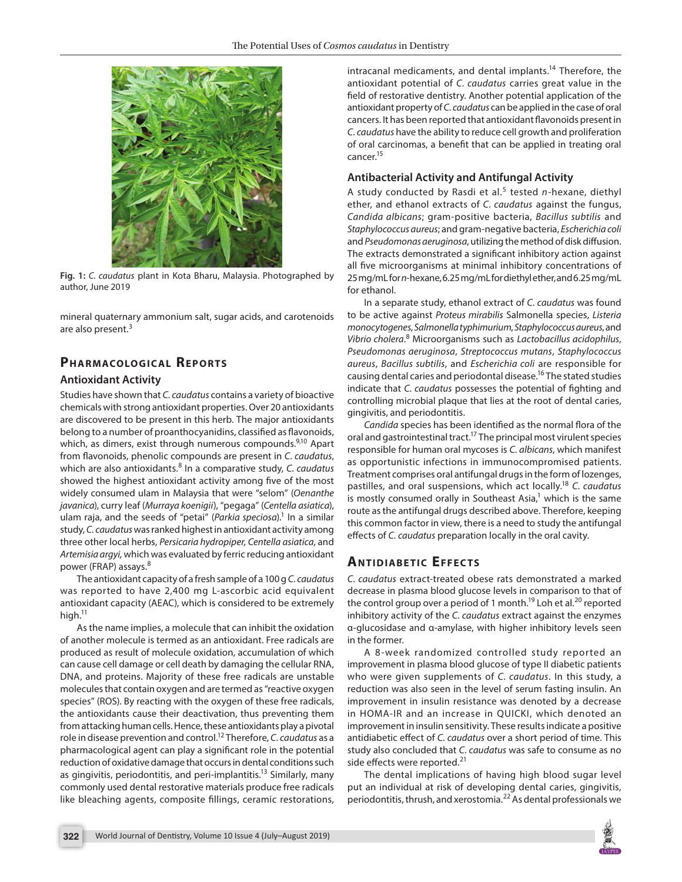Fig. 1: *C. caudatus* plant in Kota Bharu, Malaysia. Photographed by author, June 2019

mineral quaternary ammonium salt, sugar acids, and carotenoids are also present.[3]

## Pharmacological Reports

### Antioxidant Activity

Studies have shown that *C. caudatus* contains a variety of bioactive chemicals with strong antioxidant properties. Over 20 antioxidants are discovered to be present in this herb. The major antioxidants belong to a number of proanthocyanidins, classified as flavonoids, which, as dimers, exist through numerous compounds.[9,10] Apart from flavonoids, phenolic compounds are present in *C. caudatus*, which are also antioxidants.[8] In a comparative study, *C. caudatus* showed the highest antioxidant activity among five of the most widely consumed ulam in Malaysia that were "selom" (*Oenanthe javanica*), curry leaf (*Murraya koenigii*), "pegaga" (*Centella asiatica*), ulam raja, and the seeds of "petai" (*Parkia speciosa*).[1] In a similar study, *C. caudatus* was ranked highest in antioxidant activity among three other local herbs, *Persicaria hydropiper, Centella asiatica*, and *Artemisia argyi*, which was evaluated by ferric reducing antioxidant power (FRAP) assays.[8]

The antioxidant capacity of a fresh sample of a 100 g *C. caudatus* was reported to have 2,400 mg L-ascorbic acid equivalent antioxidant capacity (AEAC), which is considered to be extremely high.[11]

As the name implies, a molecule that can inhibit the oxidation of another molecule is termed as an antioxidant. Free radicals are produced as result of molecule oxidation, accumulation of which can cause cell damage or cell death by damaging the cellular RNA, DNA, and proteins. Majority of these free radicals are unstable molecules that contain oxygen and are termed as "reactive oxygen species" (ROS). By reacting with the oxygen of these free radicals, the antioxidants cause their deactivation, thus preventing them from attacking human cells. Hence, these antioxidants play a pivotal role in disease prevention and control.[12] Therefore, *C. caudatus* as a pharmacological agent can play a significant role in the potential reduction of oxidative damage that occurs in dental conditions such as gingivitis, periodontitis, and peri-implantitis.[13] Similarly, many commonly used dental restorative materials produce free radicals like bleaching agents, composite fillings, ceramic restorations, intracanal medicaments, and dental implants.[14] Therefore, the antioxidant potential of *C. caudatus* carries great value in the field of restorative dentistry. Another potential application of the antioxidant property of *C. caudatus* can be applied in the case of oral cancers. It has been reported that antioxidant flavonoids present in *C. caudatus* have the ability to reduce cell growth and proliferation of oral carcinomas, a benefit that can be applied in treating oral cancer.[15]

### Antibacterial Activity and Antifungal Activity

A study conducted by Rasdi et al.[5] tested *n*-hexane, diethyl ether, and ethanol extracts of *C. caudatus* against the fungus, *Candida albicans*; gram-positive bacteria, *Bacillus subtilis* and *Staphylococcus aureus*; and gram-negative bacteria, *Escherichia coli* and *Pseudomonas aeruginosa*, utilizing the method of disk diffusion. The extracts demonstrated a significant inhibitory action against all five microorganisms at minimal inhibitory concentrations of 25 mg/mL for *n*-hexane, 6.25 mg/mL for diethyl ether, and 6.25 mg/mL for ethanol.

In a separate study, ethanol extract of *C. caudatus* was found to be active against *Proteus mirabilis* Salmonella species, *Listeria monocytogenes*, *Salmonella typhimurium*, *Staphylococcus aureus*, and *Vibrio cholera*.[8] Microorganisms such as *Lactobacillus acidophilus*, *Pseudomonas aeruginosa*, *Streptococcus mutans*, *Staphylococcus aureus*, *Bacillus subtilis*, and *Escherichia coli* are responsible for causing dental caries and periodontal disease.[16] The stated studies indicate that *C. caudatus* possesses the potential of fighting and controlling microbial plaque that lies at the root of dental caries, gingivitis, and periodontitis.

*Candida* species has been identified as the normal flora of the oral and gastrointestinal tract.[17] The principal most virulent species responsible for human oral mycoses is *C. albicans*, which manifest as opportunistic infections in immunocompromised patients. Treatment comprises oral antifungal drugs in the form of lozenges, pastilles, and oral suspensions, which act locally.[18] *C. caudatus* is mostly consumed orally in Southeast Asia,[1] which is the same route as the antifungal drugs described above. Therefore, keeping this common factor in view, there is a need to study the antifungal effects of *C. caudatus* preparation locally in the oral cavity.

## Antidiabetic Effects

*C. caudatus* extract-treated obese rats demonstrated a marked decrease in plasma blood glucose levels in comparison to that of the control group over a period of 1 month.[19] Loh et al.[20] reported inhibitory activity of the *C. caudatus* extract against the enzymes α-glucosidase and α-amylase, with higher inhibitory levels seen in the former.

A 8-week randomized controlled study reported an improvement in plasma blood glucose of type II diabetic patients who were given supplements of *C. caudatus*. In this study, a reduction was also seen in the level of serum fasting insulin. An improvement in insulin resistance was denoted by a decrease in HOMA-IR and an increase in QUICKI, which denoted an improvement in insulin sensitivity. These results indicate a positive antidiabetic effect of *C. caudatus* over a short period of time. This study also concluded that *C. caudatus* was safe to consume as no side effects were reported.[21]

The dental implications of having high blood sugar level put an individual at risk of developing dental caries, gingivitis, periodontitis, thrush, and xerostomia.[22] As dental professionals we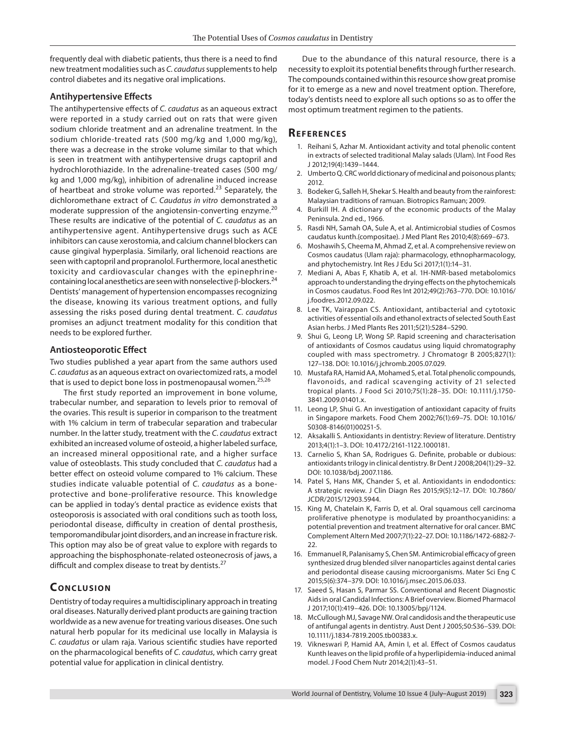frequently deal with diabetic patients, thus there is a need to find new treatment modalities such as *C. caudatus* supplements to help control diabetes and its negative oral implications.

### Antihypertensive Effects

The antihypertensive effects of *C. caudatus* as an aqueous extract were reported in a study carried out on rats that were given sodium chloride treatment and an adrenaline treatment. In the sodium chloride-treated rats (500 mg/kg and 1,000 mg/kg), there was a decrease in the stroke volume similar to that which is seen in treatment with antihypertensive drugs captopril and hydrochlorothiazide. In the adrenaline-treated cases (500 mg/kg and 1,000 mg/kg), inhibition of adrenaline induced increase of heartbeat and stroke volume was reported.[23] Separately, the dichloromethane extract of *C. Caudatus in vitro* demonstrated a moderate suppression of the angiotensin-converting enzyme.[20] These results are indicative of the potential of *C. caudatus* as an antihypertensive agent. Antihypertensive drugs such as ACE inhibitors can cause xerostomia, and calcium channel blockers can cause gingival hyperplasia. Similarly, oral lichenoid reactions are seen with captopril and propranolol. Furthermore, local anesthetic toxicity and cardiovascular changes with the epinephrine-containing local anesthetics are seen with nonselective β-blockers.[24] Dentists' management of hypertension encompasses recognizing the disease, knowing its various treatment options, and fully assessing the risks posed during dental treatment. *C. caudatus* promises an adjunct treatment modality for this condition that needs to be explored further.

### Antiosteoporotic Effect

Two studies published a year apart from the same authors used *C. caudatus* as an aqueous extract on ovariectomized rats, a model that is used to depict bone loss in postmenopausal women.[25,26]

The first study reported an improvement in bone volume, trabecular number, and separation to levels prior to removal of the ovaries. This result is superior in comparison to the treatment with 1% calcium in term of trabecular separation and trabecular number. In the latter study, treatment with the *C. caudatus* extract exhibited an increased volume of osteoid, a higher labeled surface, an increased mineral oppositional rate, and a higher surface value of osteoblasts. This study concluded that *C. caudatus* had a better effect on osteoid volume compared to 1% calcium. These studies indicate valuable potential of *C. caudatus* as a bone-protective and bone-proliferative resource. This knowledge can be applied in today's dental practice as evidence exists that osteoporosis is associated with oral conditions such as tooth loss, periodontal disease, difficulty in creation of dental prosthesis, temporomandibular joint disorders, and an increase in fracture risk. This option may also be of great value to explore with regards to approaching the bisphosphonate-related osteonecrosis of jaws, a difficult and complex disease to treat by dentists.[27]

## Conclusion

Dentistry of today requires a multidisciplinary approach in treating oral diseases. Naturally derived plant products are gaining traction worldwide as a new avenue for treating various diseases. One such natural herb popular for its medicinal use locally in Malaysia is *C. caudatus* or ulam raja. Various scientific studies have reported on the pharmacological benefits of *C. caudatus*, which carry great potential value for application in clinical dentistry.

Due to the abundance of this natural resource, there is a necessity to exploit its potential benefits through further research. The compounds contained within this resource show great promise for it to emerge as a new and novel treatment option. Therefore, today's dentists need to explore all such options so as to offer the most optimum treatment regimen to the patients.

## References

1. Reihani S, Azhar M. Antioxidant activity and total phenolic content in extracts of selected traditional Malay salads (Ulam). Int Food Res J 2012;19(4):1439–1444.
2. Umberto Q. CRC world dictionary of medicinal and poisonous plants; 2012.
3. Bodeker G, Salleh H, Shekar S. Health and beauty from the rainforest: Malaysian traditions of ramuan. Biotropics Ramuan; 2009.
4. Burkill IH. A dictionary of the economic products of the Malay Peninsula. 2nd ed., 1966.
5. Rasdi NH, Samah OA, Sule A, et al. Antimicrobial studies of Cosmos caudatus kunth.(compositae). J Med Plant Res 2010;4(8):669–673.
6. Moshawih S, Cheema M, Ahmad Z, et al. A comprehensive review on Cosmos caudatus (Ulam raja): pharmacology, ethnopharmacology, and phytochemistry. Int Res J Edu Sci 2017;1(1):14–31.
7. Mediani A, Abas F, Khatib A, et al. 1H-NMR-based metabolomics approach to understanding the drying effects on the phytochemicals in Cosmos caudatus. Food Res Int 2012;49(2):763–770. DOI: 10.1016/j.foodres.2012.09.022.
8. Lee TK, Vairappan CS. Antioxidant, antibacterial and cytotoxic activities of essential oils and ethanol extracts of selected South East Asian herbs. J Med Plants Res 2011;5(21):5284–5290.
9. Shui G, Leong LP, Wong SP. Rapid screening and characterisation of antioxidants of Cosmos caudatus using liquid chromatography coupled with mass spectrometry. J Chromatogr B 2005;827(1):127–138. DOI: 10.1016/j.jchromb.2005.07.029.
10. Mustafa RA, Hamid AA, Mohamed S, et al. Total phenolic compounds, flavonoids, and radical scavenging activity of 21 selected tropical plants. J Food Sci 2010;75(1):28–35. DOI: 10.1111/j.1750-3841.2009.01401.x.
11. Leong LP, Shui G. An investigation of antioxidant capacity of fruits in Singapore markets. Food Chem 2002;76(1):69–75. DOI: 10.1016/S0308-8146(01)00251-5.
12. Aksakalli S. Antioxidants in dentistry: Review of literature. Dentistry 2013;4(1):1–3. DOI: 10.4172/2161-1122.1000181.
13. Carnelio S, Khan SA, Rodrigues G. Definite, probable or dubious: antioxidants trilogy in clinical dentistry. Br Dent J 2008;204(1):29–32. DOI: 10.1038/bdj.2007.1186.
14. Patel S, Hans MK, Chander S, et al. Antioxidants in endodontics: A strategic review. J Clin Diagn Res 2015;9(5):12–17. DOI: 10.7860/JCDR/2015/12903.5944.
15. King M, Chatelain K, Farris D, et al. Oral squamous cell carcinoma proliferative phenotype is modulated by proanthocyanidins: a potential prevention and treatment alternative for oral cancer. BMC Complement Altern Med 2007;7(1):22–27. DOI: 10.1186/1472-6882-7-22.
16. Emmanuel R, Palanisamy S, Chen SM. Antimicrobial efficacy of green synthesized drug blended silver nanoparticles against dental caries and periodontal disease causing microorganisms. Mater Sci Eng C 2015;5(6):374–379. DOI: 10.1016/j.msec.2015.06.033.
17. Saeed S, Hasan S, Parmar SS. Conventional and Recent Diagnostic Aids in oral Candidal Infections: A Brief overview. Biomed Pharmacol J 2017;10(1):419–426. DOI: 10.13005/bpj/1124.
18. McCullough MJ, Savage NW. Oral candidosis and the therapeutic use of antifungal agents in dentistry. Aust Dent J 2005;50:S36–S39. DOI: 10.1111/j.1834-7819.2005.tb00383.x.
19. Vikneswari P, Hamid AA, Amin I, et al. Effect of Cosmos caudatus Kunth leaves on the lipid profile of a hyperlipidemia-induced animal model. J Food Chem Nutr 2014;2(1):43–51.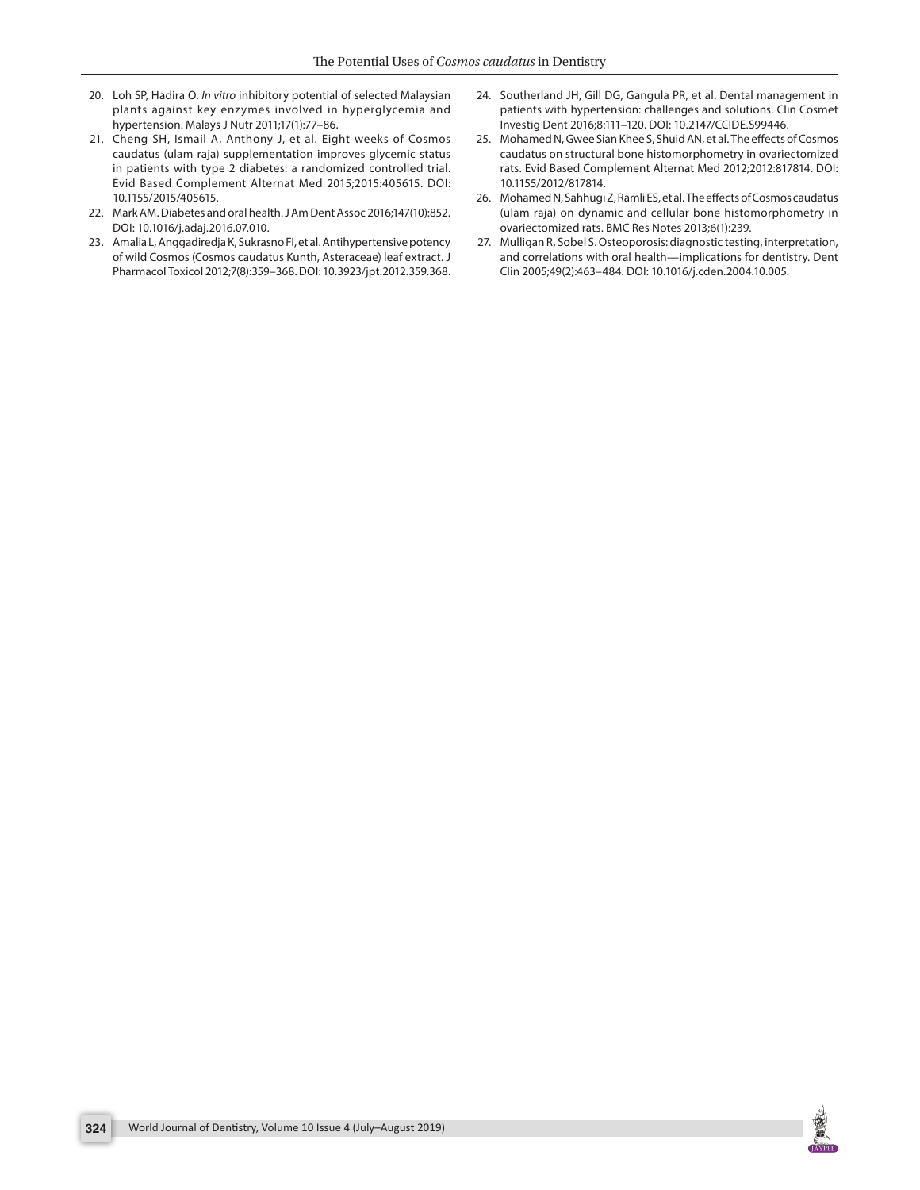20. Loh SP, Hadira O. *In vitro* inhibitory potential of selected Malaysian plants against key enzymes involved in hyperglycemia and hypertension. Malays J Nutr 2011;17(1):77–86.
21. Cheng SH, Ismail A, Anthony J, et al. Eight weeks of Cosmos caudatus (ulam raja) supplementation improves glycemic status in patients with type 2 diabetes: a randomized controlled trial. Evid Based Complement Alternat Med 2015;2015:405615. DOI: 10.1155/2015/405615.
22. Mark AM. Diabetes and oral health. J Am Dent Assoc 2016;147(10):852. DOI: 10.1016/j.adaj.2016.07.010.
23. Amalia L, Anggadiredja K, Sukrasno FI, et al. Antihypertensive potency of wild Cosmos (Cosmos caudatus Kunth, Asteraceae) leaf extract. J Pharmacol Toxicol 2012;7(8):359–368. DOI: 10.3923/jpt.2012.359.368.
24. Southerland JH, Gill DG, Gangula PR, et al. Dental management in patients with hypertension: challenges and solutions. Clin Cosmet Investig Dent 2016;8:111–120. DOI: 10.2147/CCIDE.S99446.
25. Mohamed N, Gwee Sian Khee S, Shuid AN, et al. The effects of Cosmos caudatus on structural bone histomorphometry in ovariectomized rats. Evid Based Complement Alternat Med 2012;2012:817814. DOI: 10.1155/2012/817814.
26. Mohamed N, Sahhugi Z, Ramli ES, et al. The effects of Cosmos caudatus (ulam raja) on dynamic and cellular bone histomorphometry in ovariectomized rats. BMC Res Notes 2013;6(1):239.
27. Mulligan R, Sobel S. Osteoporosis: diagnostic testing, interpretation, and correlations with oral health—implications for dentistry. Dent Clin 2005;49(2):463–484. DOI: 10.1016/j.cden.2004.10.005.